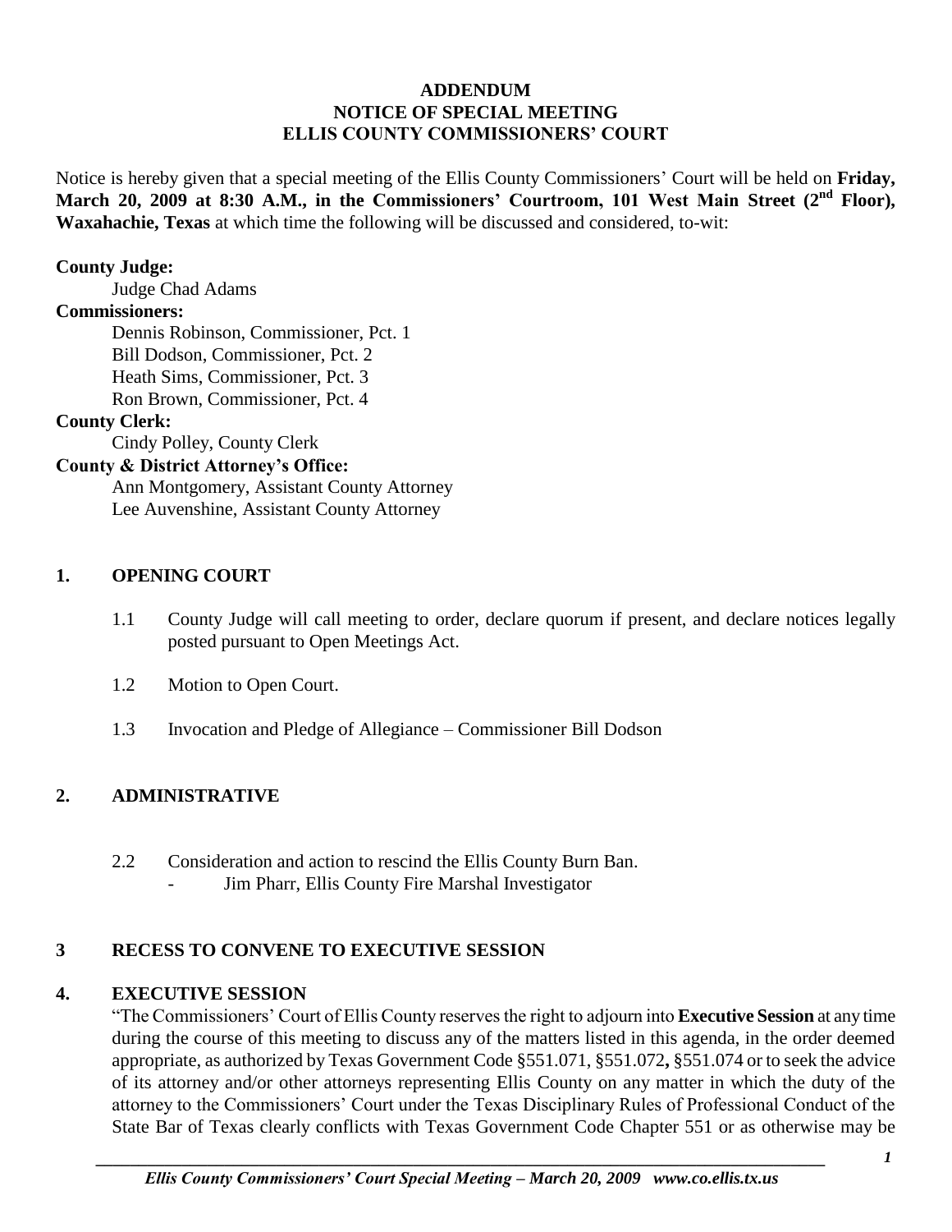**ADDENDUM**
**NOTICE OF SPECIAL MEETING**
**ELLIS COUNTY COMMISSIONERS' COURT**

Notice is hereby given that a special meeting of the Ellis County Commissioners' Court will be held on **Friday, March 20, 2009 at 8:30 A.M., in the Commissioners' Courtroom, 101 West Main Street (2nd Floor), Waxahachie, Texas** at which time the following will be discussed and considered, to-wit:

**County Judge:**
Judge Chad Adams

**Commissioners:**
Dennis Robinson, Commissioner, Pct. 1
Bill Dodson, Commissioner, Pct. 2
Heath Sims, Commissioner, Pct. 3
Ron Brown, Commissioner, Pct. 4

**County Clerk:**
Cindy Polley, County Clerk

**County & District Attorney's Office:**
Ann Montgomery, Assistant County Attorney
Lee Auvenshine, Assistant County Attorney

## 1. OPENING COURT

1.1 County Judge will call meeting to order, declare quorum if present, and declare notices legally posted pursuant to Open Meetings Act.

1.2 Motion to Open Court.

1.3 Invocation and Pledge of Allegiance – Commissioner Bill Dodson

## 2. ADMINISTRATIVE

2.2 Consideration and action to rescind the Ellis County Burn Ban.
- Jim Pharr, Ellis County Fire Marshal Investigator

## 3 RECESS TO CONVENE TO EXECUTIVE SESSION

## 4. EXECUTIVE SESSION

"The Commissioners' Court of Ellis County reserves the right to adjourn into **Executive Session** at any time during the course of this meeting to discuss any of the matters listed in this agenda, in the order deemed appropriate, as authorized by Texas Government Code §551.071, §551.072**,** §551.074 or to seek the advice of its attorney and/or other attorneys representing Ellis County on any matter in which the duty of the attorney to the Commissioners' Court under the Texas Disciplinary Rules of Professional Conduct of the State Bar of Texas clearly conflicts with Texas Government Code Chapter 551 or as otherwise may be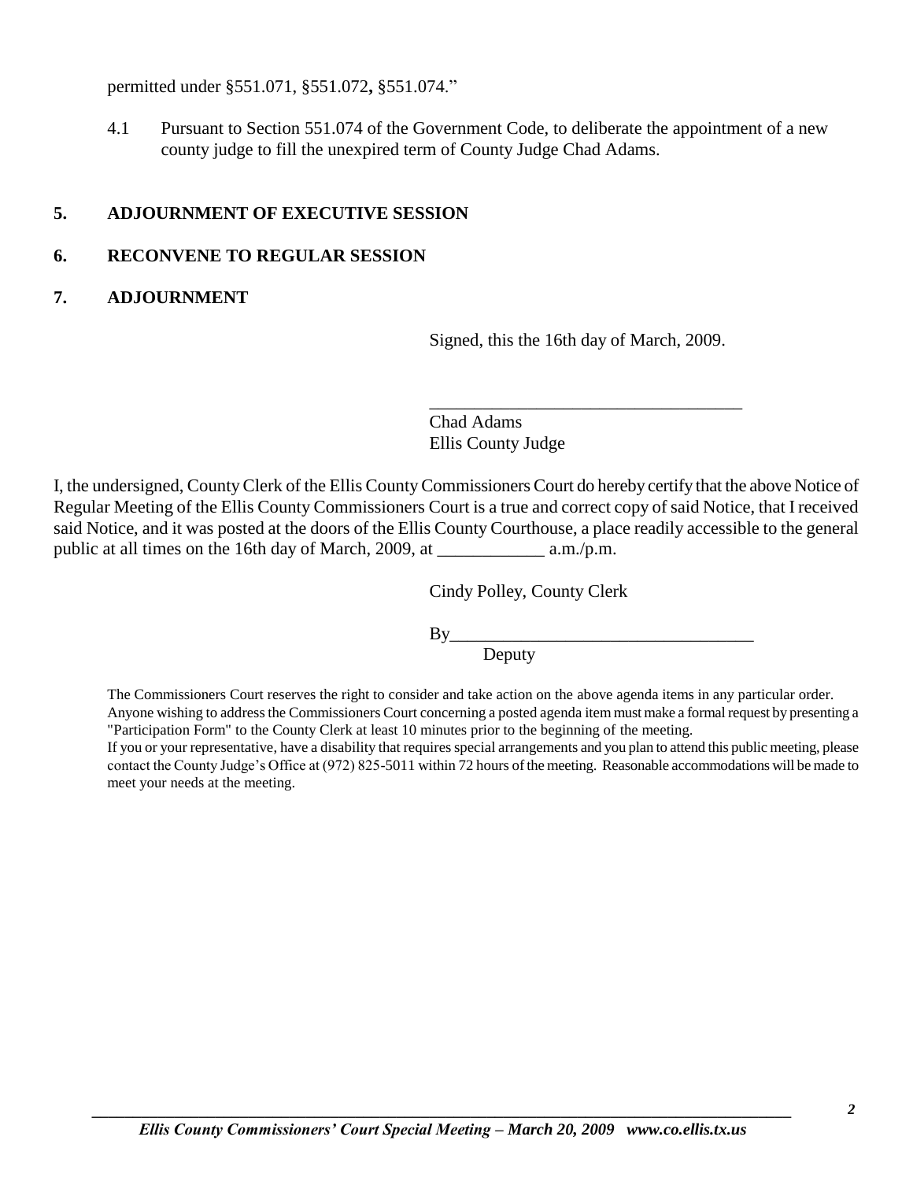permitted under §551.071, §551.072**,** §551.074."

4.1 Pursuant to Section 551.074 of the Government Code, to deliberate the appointment of a new county judge to fill the unexpired term of County Judge Chad Adams.

## 5. ADJOURNMENT OF EXECUTIVE SESSION

## 6. RECONVENE TO REGULAR SESSION

## 7. ADJOURNMENT

Signed, this the 16th day of March, 2009.

____________________________________

Chad Adams
Ellis County Judge

I, the undersigned, County Clerk of the Ellis County Commissioners Court do hereby certify that the above Notice of Regular Meeting of the Ellis County Commissioners Court is a true and correct copy of said Notice, that I received said Notice, and it was posted at the doors of the Ellis County Courthouse, a place readily accessible to the general public at all times on the 16th day of March, 2009, at ____________ a.m./p.m.

Cindy Polley, County Clerk

By__________________________________
Deputy

The Commissioners Court reserves the right to consider and take action on the above agenda items in any particular order.
Anyone wishing to address the Commissioners Court concerning a posted agenda item must make a formal request by presenting a "Participation Form" to the County Clerk at least 10 minutes prior to the beginning of the meeting.
If you or your representative, have a disability that requires special arrangements and you plan to attend this public meeting, please contact the County Judge's Office at (972) 825-5011 within 72 hours of the meeting. Reasonable accommodations will be made to meet your needs at the meeting.